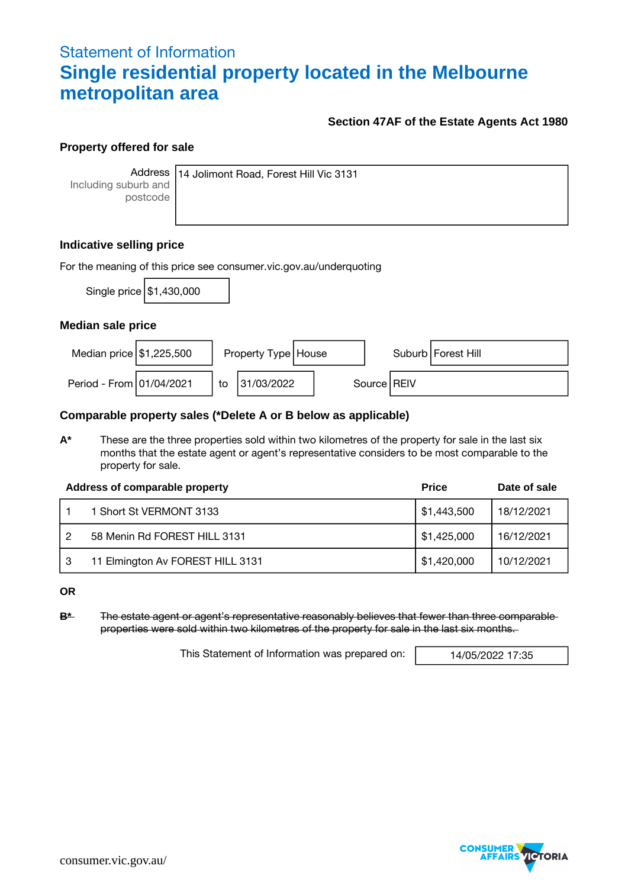Statement of Information

# Single residential property located in the Melbourne metropolitan area

**Section 47AF of the Estate Agents Act 1980**

## Property offered for sale

| Address Including suburb and postcode | 14 Jolimont Road, Forest Hill Vic 3131 |
|---|---|

## Indicative selling price

For the meaning of this price see consumer.vic.gov.au/underquoting

| Single price | $1,430,000 |
|---|---|

## Median sale price

| Median price | $1,225,500 | Property Type | House | Suburb | Forest Hill |
|---|---|---|---|---|---|
| Period - From | 01/04/2021 | to | 31/03/2022 | Source | REIV |

## Comparable property sales (*Delete A or B below as applicable)

**A*** These are the three properties sold within two kilometres of the property for sale in the last six months that the estate agent or agent's representative considers to be most comparable to the property for sale.

| | Address of comparable property | Price | Date of sale |
|---|---|---|---|
| 1 | 1 Short St VERMONT 3133 | $1,443,500 | 18/12/2021 |
| 2 | 58 Menin Rd FOREST HILL 3131 | $1,425,000 | 16/12/2021 |
| 3 | 11 Elmington Av FOREST HILL 3131 | $1,420,000 | 10/12/2021 |

**OR**

~~**B***~~ ~~The estate agent or agent's representative reasonably believes that fewer than three comparable properties were sold within two kilometres of the property for sale in the last six months.~~

| This Statement of Information was prepared on: | 14/05/2022 17:35 |
|---|---|

consumer.vic.gov.au/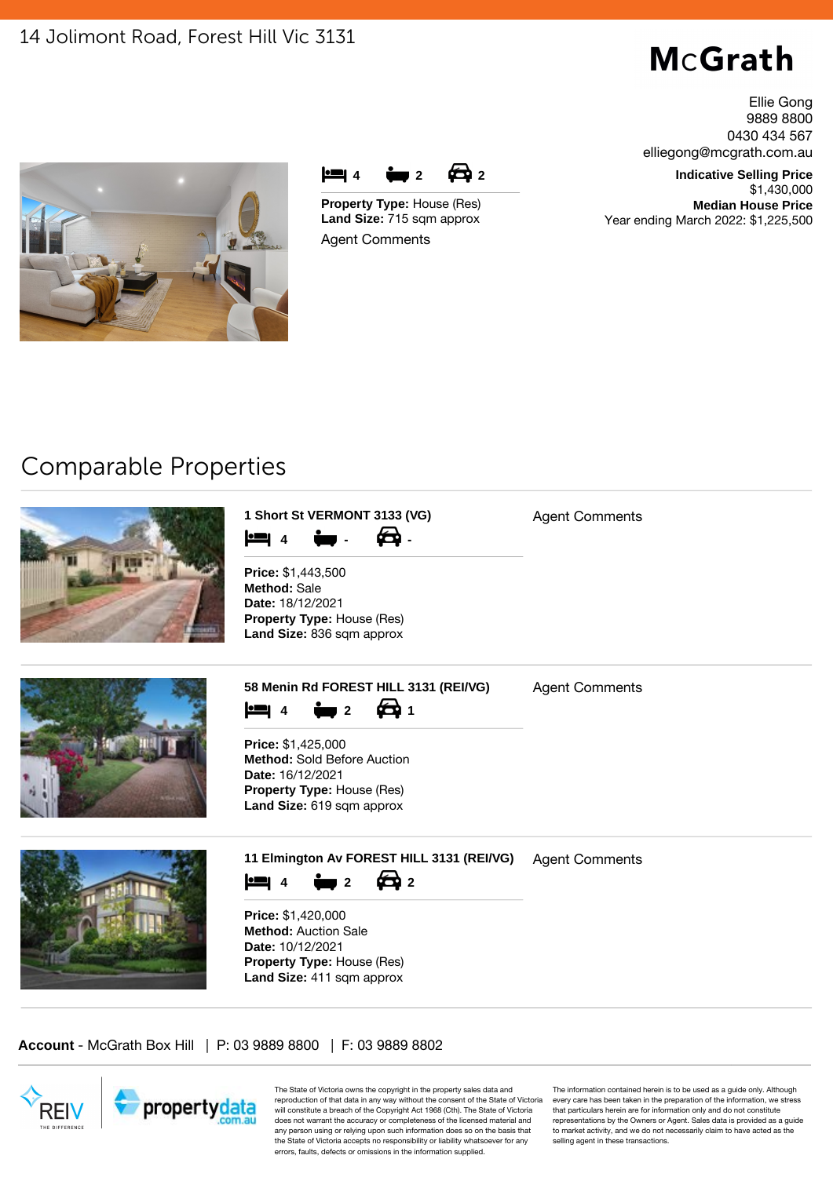14 Jolimont Road, Forest Hill Vic 3131

McGrath

Ellie Gong
9889 8800
0430 434 567
elliegong@mcgrath.com.au

4 2 2

**Property Type:** House (Res)
**Land Size:** 715 sqm approx

Agent Comments

**Indicative Selling Price**
$1,430,000

**Median House Price**
Year ending March 2022: $1,225,500

## Comparable Properties

**1 Short St VERMONT 3133 (VG)**

4 - -

**Price:** $1,443,500
**Method:** Sale
**Date:** 18/12/2021
**Property Type:** House (Res)
**Land Size:** 836 sqm approx

Agent Comments

**58 Menin Rd FOREST HILL 3131 (REI/VG)**

4 2 1

**Price:** $1,425,000
**Method:** Sold Before Auction
**Date:** 16/12/2021
**Property Type:** House (Res)
**Land Size:** 619 sqm approx

Agent Comments

**11 Elmington Av FOREST HILL 3131 (REI/VG)**

4 2 2

**Price:** $1,420,000
**Method:** Auction Sale
**Date:** 10/12/2021
**Property Type:** House (Res)
**Land Size:** 411 sqm approx

Agent Comments

**Account** - McGrath Box Hill | P: 03 9889 8800 | F: 03 9889 8802

REIV THE DIFFERENCE

propertydata.com.au

The State of Victoria owns the copyright in the property sales data and reproduction of that data in any way without the consent of the State of Victoria will constitute a breach of the Copyright Act 1968 (Cth). The State of Victoria does not warrant the accuracy or completeness of the licensed material and any person using or relying upon such information does so on the basis that the State of Victoria accepts no responsibility or liability whatsoever for any errors, faults, defects or omissions in the information supplied.

The information contained herein is to be used as a guide only. Although every care has been taken in the preparation of the information, we stress that particulars herein are for information only and do not constitute representations by the Owners or Agent. Sales data is provided as a guide to market activity, and we do not necessarily claim to have acted as the selling agent in these transactions.